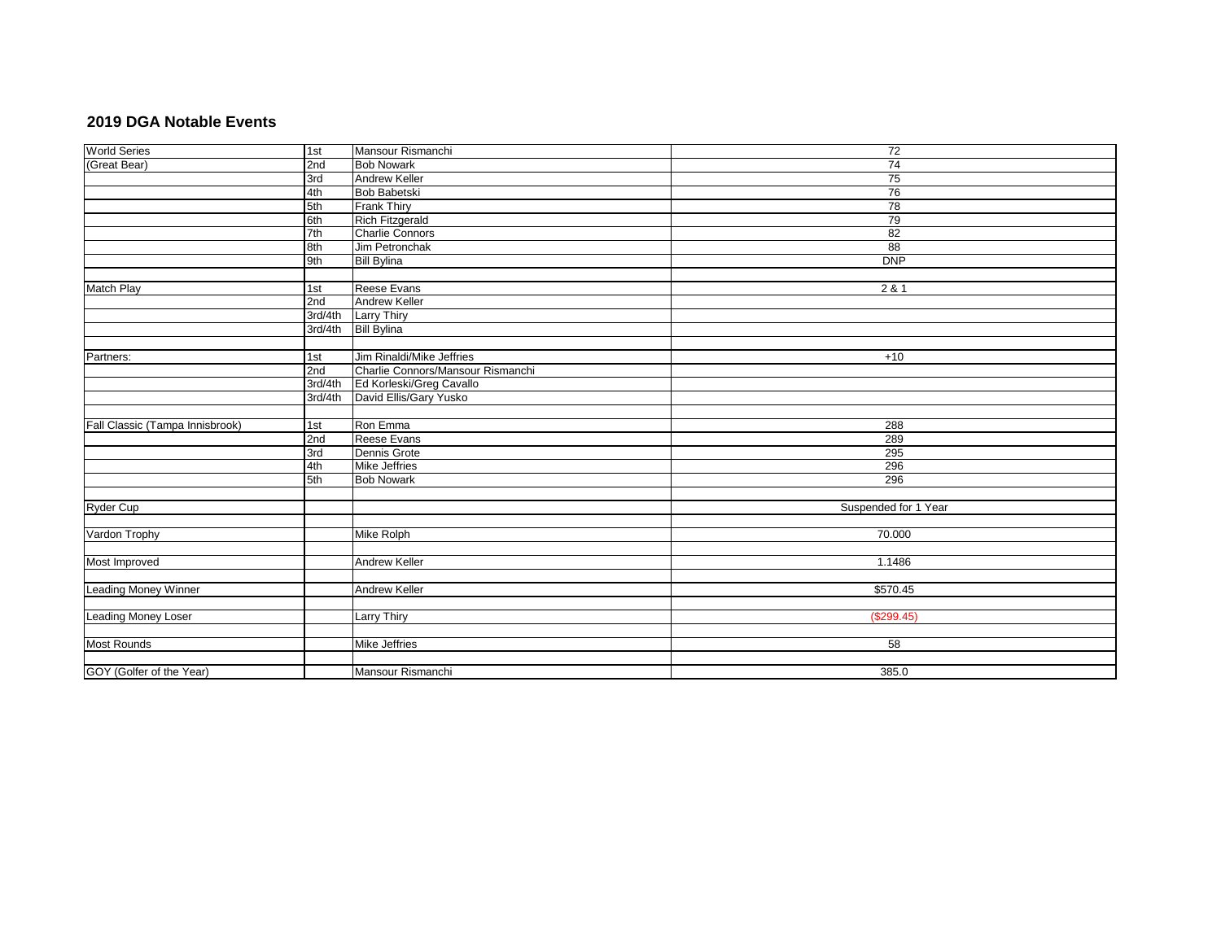## 2019 DGA Notable Events

| | | | |
|---|---|---|---|
| World Series | 1st | Mansour Rismanchi | 72 |
| (Great Bear) | 2nd | Bob Nowark | 74 |
| | 3rd | Andrew Keller | 75 |
| | 4th | Bob Babetski | 76 |
| | 5th | Frank Thiry | 78 |
| | 6th | Rich Fitzgerald | 79 |
| | 7th | Charlie Connors | 82 |
| | 8th | Jim Petronchak | 88 |
| | 9th | Bill Bylina | DNP |
| | | | |
| Match Play | 1st | Reese Evans | 2 & 1 |
| | 2nd | Andrew Keller | |
| | 3rd/4th | Larry Thiry | |
| | 3rd/4th | Bill Bylina | |
| | | | |
| Partners: | 1st | Jim Rinaldi/Mike Jeffries | +10 |
| | 2nd | Charlie Connors/Mansour Rismanchi | |
| | 3rd/4th | Ed Korleski/Greg Cavallo | |
| | 3rd/4th | David Ellis/Gary Yusko | |
| | | | |
| Fall Classic (Tampa Innisbrook) | 1st | Ron Emma | 288 |
| | 2nd | Reese Evans | 289 |
| | 3rd | Dennis Grote | 295 |
| | 4th | Mike Jeffries | 296 |
| | 5th | Bob Nowark | 296 |
| | | | |
| Ryder Cup | | | Suspended for 1 Year |
| | | | |
| Vardon Trophy | | Mike Rolph | 70.000 |
| | | | |
| Most Improved | | Andrew Keller | 1.1486 |
| | | | |
| Leading Money Winner | | Andrew Keller | $570.45 |
| | | | |
| Leading Money Loser | | Larry Thiry | ($299.45) |
| | | | |
| Most Rounds | | Mike Jeffries | 58 |
| | | | |
| GOY (Golfer of the Year) | | Mansour Rismanchi | 385.0 |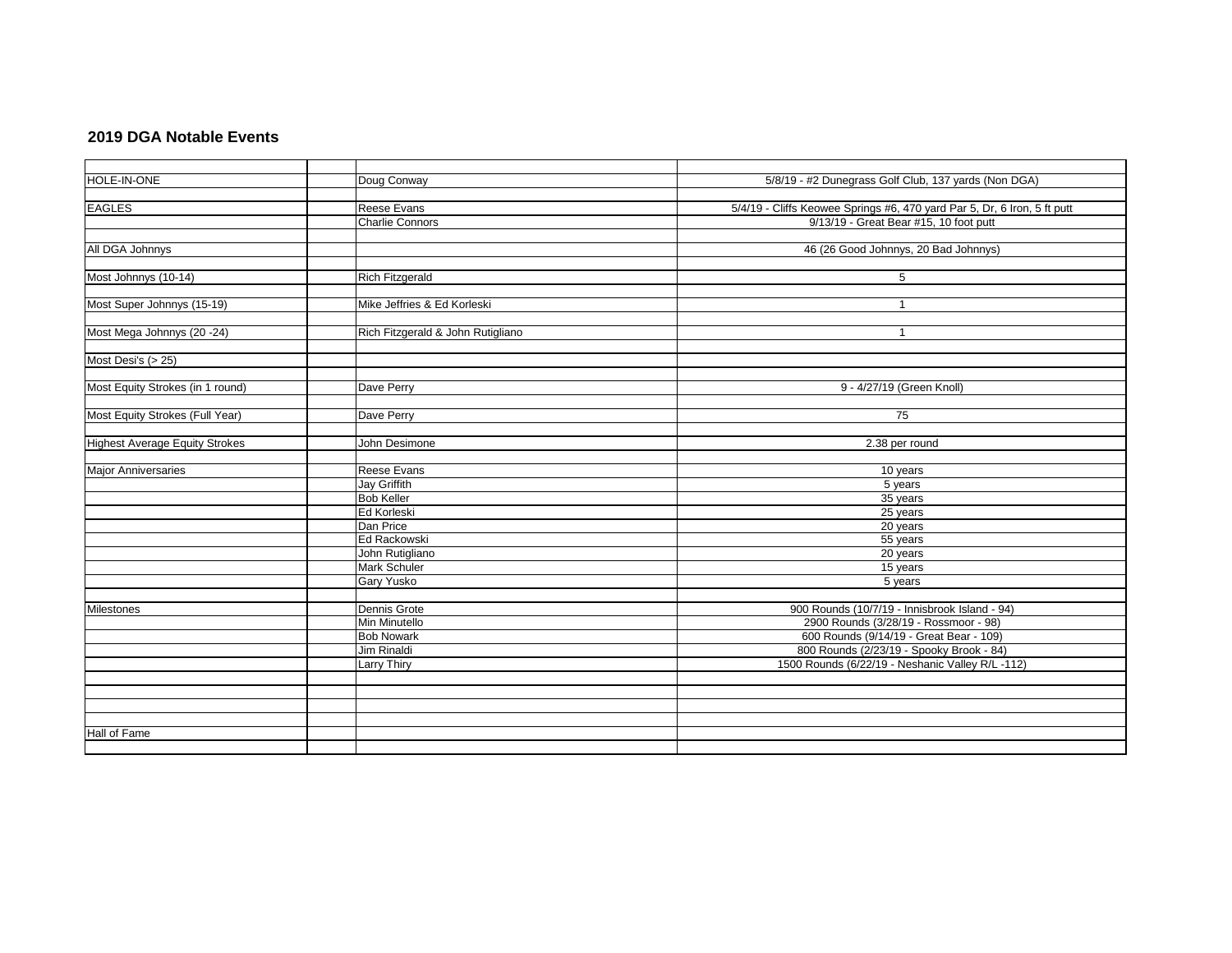## 2019 DGA Notable Events

| | | | |
|---|---|---|---|
| HOLE-IN-ONE | | Doug Conway | 5/8/19 - #2 Dunegrass Golf Club, 137 yards (Non DGA) |
| | | | |
| EAGLES | | Reese Evans | 5/4/19 - Cliffs Keowee Springs #6, 470 yard Par 5, Dr, 6 Iron, 5 ft putt |
| | | Charlie Connors | 9/13/19 - Great Bear #15, 10 foot putt |
| | | | |
| All DGA Johnnys | | | 46 (26 Good Johnnys, 20 Bad Johnnys) |
| | | | |
| Most Johnnys (10-14) | | Rich Fitzgerald | 5 |
| | | | |
| Most Super Johnnys (15-19) | | Mike Jeffries & Ed Korleski | 1 |
| | | | |
| Most Mega Johnnys (20 -24) | | Rich Fitzgerald & John Rutigliano | 1 |
| | | | |
| Most Desi's (> 25) | | | |
| | | | |
| Most Equity Strokes (in 1 round) | | Dave Perry | 9 - 4/27/19 (Green Knoll) |
| | | | |
| Most Equity Strokes (Full Year) | | Dave Perry | 75 |
| | | | |
| Highest Average Equity Strokes | | John Desimone | 2.38 per round |
| | | | |
| Major Anniversaries | | Reese Evans | 10 years |
| | | Jay Griffith | 5 years |
| | | Bob Keller | 35 years |
| | | Ed Korleski | 25 years |
| | | Dan Price | 20 years |
| | | Ed Rackowski | 55 years |
| | | John Rutigliano | 20 years |
| | | Mark Schuler | 15 years |
| | | Gary Yusko | 5 years |
| | | | |
| Milestones | | Dennis Grote | 900 Rounds (10/7/19 - Innisbrook Island - 94) |
| | | Min Minutello | 2900 Rounds (3/28/19 - Rossmoor - 98) |
| | | Bob Nowark | 600 Rounds (9/14/19 - Great Bear - 109) |
| | | Jim Rinaldi | 800 Rounds (2/23/19 - Spooky Brook - 84) |
| | | Larry Thiry | 1500 Rounds (6/22/19 - Neshanic Valley R/L -112) |
| | | | |
| | | | |
| | | | |
| | | | |
| Hall of Fame | | | |
| | | | |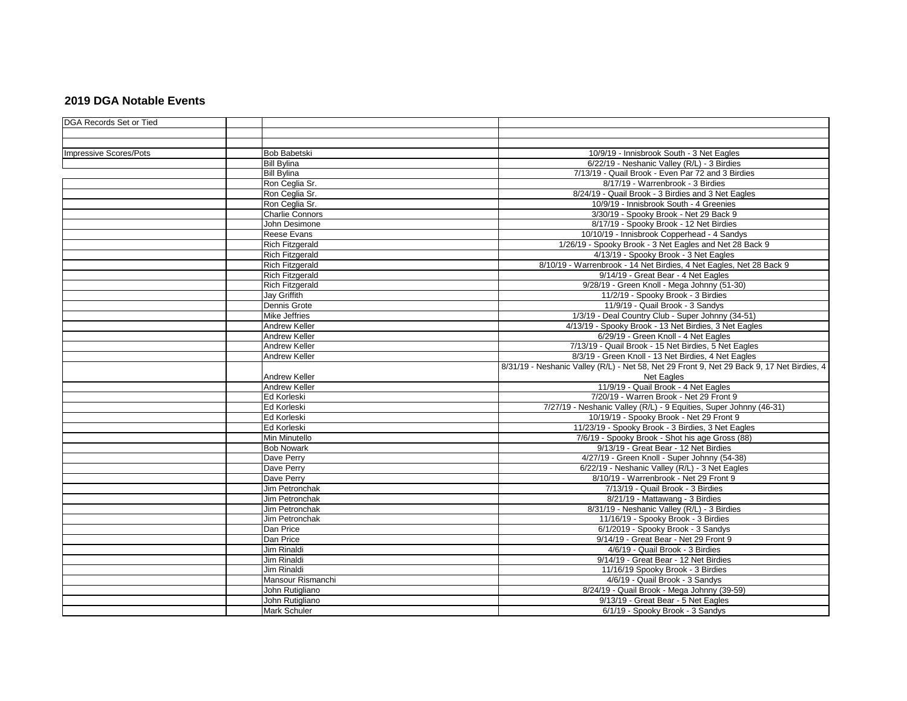## 2019 DGA Notable Events

| | | | |
|---|---|---|---|
| DGA Records Set or Tied | | | |
| | | | |
| | | | |
| Impressive Scores/Pots | | Bob Babetski | 10/9/19 - Innisbrook South - 3 Net Eagles |
| | | Bill Bylina | 6/22/19 - Neshanic Valley (R/L) - 3 Birdies |
| | | Bill Bylina | 7/13/19 - Quail Brook - Even Par 72 and 3 Birdies |
| | | Ron Ceglia Sr. | 8/17/19 - Warrenbrook - 3 Birdies |
| | | Ron Ceglia Sr. | 8/24/19 - Quail Brook - 3 Birdies and 3 Net Eagles |
| | | Ron Ceglia Sr. | 10/9/19 - Innisbrook South - 4 Greenies |
| | | Charlie Connors | 3/30/19 - Spooky Brook - Net 29 Back 9 |
| | | John Desimone | 8/17/19 - Spooky Brook - 12 Net Birdies |
| | | Reese Evans | 10/10/19 - Innisbrook Copperhead - 4 Sandys |
| | | Rich Fitzgerald | 1/26/19 - Spooky Brook - 3 Net Eagles and Net 28 Back 9 |
| | | Rich Fitzgerald | 4/13/19 - Spooky Brook - 3 Net Eagles |
| | | Rich Fitzgerald | 8/10/19 - Warrenbrook - 14 Net Birdies, 4 Net Eagles, Net 28 Back 9 |
| | | Rich Fitzgerald | 9/14/19 - Great Bear - 4 Net Eagles |
| | | Rich Fitzgerald | 9/28/19 - Green Knoll - Mega Johnny (51-30) |
| | | Jay Griffith | 11/2/19 - Spooky Brook - 3 Birdies |
| | | Dennis Grote | 11/9/19 - Quail Brook - 3 Sandys |
| | | Mike Jeffries | 1/3/19 - Deal Country Club - Super Johnny (34-51) |
| | | Andrew Keller | 4/13/19 - Spooky Brook - 13 Net Birdies, 3 Net Eagles |
| | | Andrew Keller | 6/29/19 - Green Knoll - 4 Net Eagles |
| | | Andrew Keller | 7/13/19 - Quail Brook - 15 Net Birdies, 5 Net Eagles |
| | | Andrew Keller | 8/3/19 - Green Knoll - 13 Net Birdies, 4 Net Eagles |
| | | Andrew Keller | 8/31/19 - Neshanic Valley (R/L) - Net 58, Net 29 Front 9, Net 29 Back 9, 17 Net Birdies, 4 Net Eagles |
| | | Andrew Keller | 11/9/19 - Quail Brook - 4 Net Eagles |
| | | Ed Korleski | 7/20/19 - Warren Brook - Net 29 Front 9 |
| | | Ed Korleski | 7/27/19 - Neshanic Valley (R/L) - 9 Equities, Super Johnny (46-31) |
| | | Ed Korleski | 10/19/19 - Spooky Brook - Net 29 Front 9 |
| | | Ed Korleski | 11/23/19 - Spooky Brook - 3 Birdies, 3 Net Eagles |
| | | Min Minutello | 7/6/19 - Spooky Brook - Shot his age Gross (88) |
| | | Bob Nowark | 9/13/19 - Great Bear - 12 Net Birdies |
| | | Dave Perry | 4/27/19 - Green Knoll - Super Johnny (54-38) |
| | | Dave Perry | 6/22/19 - Neshanic Valley (R/L) - 3 Net Eagles |
| | | Dave Perry | 8/10/19 - Warrenbrook - Net 29 Front 9 |
| | | Jim Petronchak | 7/13/19 - Quail Brook - 3 Birdies |
| | | Jim Petronchak | 8/21/19 - Mattawang - 3 Birdies |
| | | Jim Petronchak | 8/31/19 - Neshanic Valley (R/L) - 3 Birdies |
| | | Jim Petronchak | 11/16/19 - Spooky Brook - 3 Birdies |
| | | Dan Price | 6/1/2019 - Spooky Brook - 3 Sandys |
| | | Dan Price | 9/14/19 - Great Bear - Net 29 Front 9 |
| | | Jim Rinaldi | 4/6/19 - Quail Brook - 3 Birdies |
| | | Jim Rinaldi | 9/14/19 - Great Bear - 12 Net Birdies |
| | | Jim Rinaldi | 11/16/19 Spooky Brook - 3 Birdies |
| | | Mansour Rismanchi | 4/6/19 - Quail Brook - 3 Sandys |
| | | John Rutigliano | 8/24/19 - Quail Brook - Mega Johnny (39-59) |
| | | John Rutigliano | 9/13/19 - Great Bear - 5 Net Eagles |
| | | Mark Schuler | 6/1/19 - Spooky Brook - 3 Sandys |